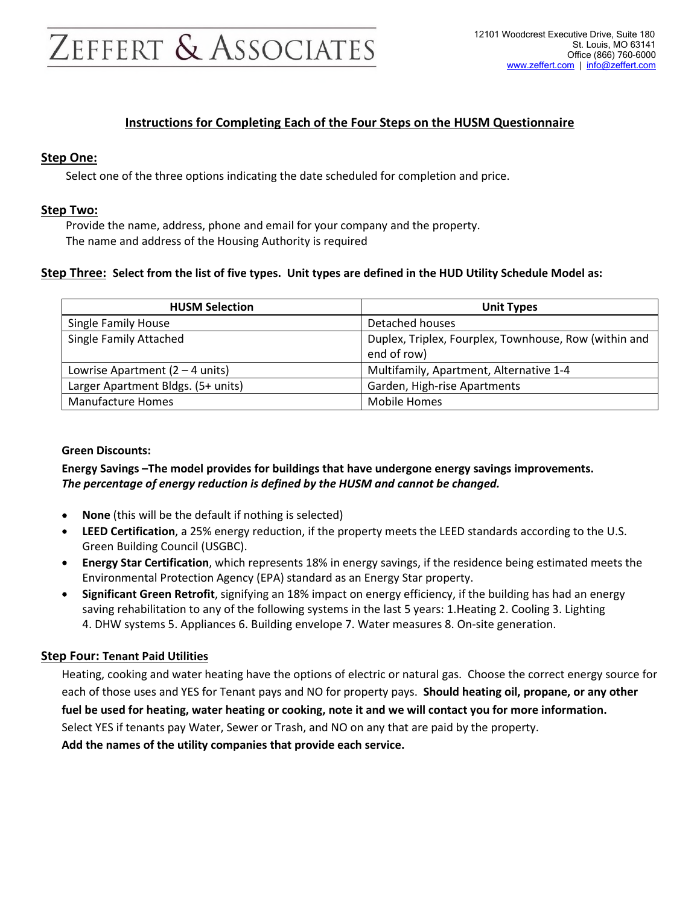# ZEFFERT & ASSOCIATES

12101 Woodcrest Executive Drive, Suite 180
St. Louis, MO 63141
Office (866) 760-6000
www.zeffert.com | info@zeffert.com

## Instructions for Completing Each of the Four Steps on the HUSM Questionnaire

### Step One:

Select one of the three options indicating the date scheduled for completion and price.

### Step Two:

Provide the name, address, phone and email for your company and the property.
The name and address of the Housing Authority is required

### Step Three: Select from the list of five types. Unit types are defined in the HUD Utility Schedule Model as:

| HUSM Selection | Unit Types |
|---|---|
| Single Family House | Detached houses |
| Single Family Attached | Duplex, Triplex, Fourplex, Townhouse, Row (within and end of row) |
| Lowrise Apartment (2 – 4 units) | Multifamily, Apartment, Alternative 1-4 |
| Larger Apartment Bldgs. (5+ units) | Garden, High-rise Apartments |
| Manufacture Homes | Mobile Homes |

**Green Discounts:**

**Energy Savings –The model provides for buildings that have undergone energy savings improvements.** ***The percentage of energy reduction is defined by the HUSM and cannot be changed.***

- **None** (this will be the default if nothing is selected)
- **LEED Certification**, a 25% energy reduction, if the property meets the LEED standards according to the U.S. Green Building Council (USGBC).
- **Energy Star Certification**, which represents 18% in energy savings, if the residence being estimated meets the Environmental Protection Agency (EPA) standard as an Energy Star property.
- **Significant Green Retrofit**, signifying an 18% impact on energy efficiency, if the building has had an energy saving rehabilitation to any of the following systems in the last 5 years: 1.Heating 2. Cooling 3. Lighting 4. DHW systems 5. Appliances 6. Building envelope 7. Water measures 8. On-site generation.

### Step Four: Tenant Paid Utilities

Heating, cooking and water heating have the options of electric or natural gas. Choose the correct energy source for each of those uses and YES for Tenant pays and NO for property pays. **Should heating oil, propane, or any other fuel be used for heating, water heating or cooking, note it and we will contact you for more information.**
Select YES if tenants pay Water, Sewer or Trash, and NO on any that are paid by the property.
**Add the names of the utility companies that provide each service.**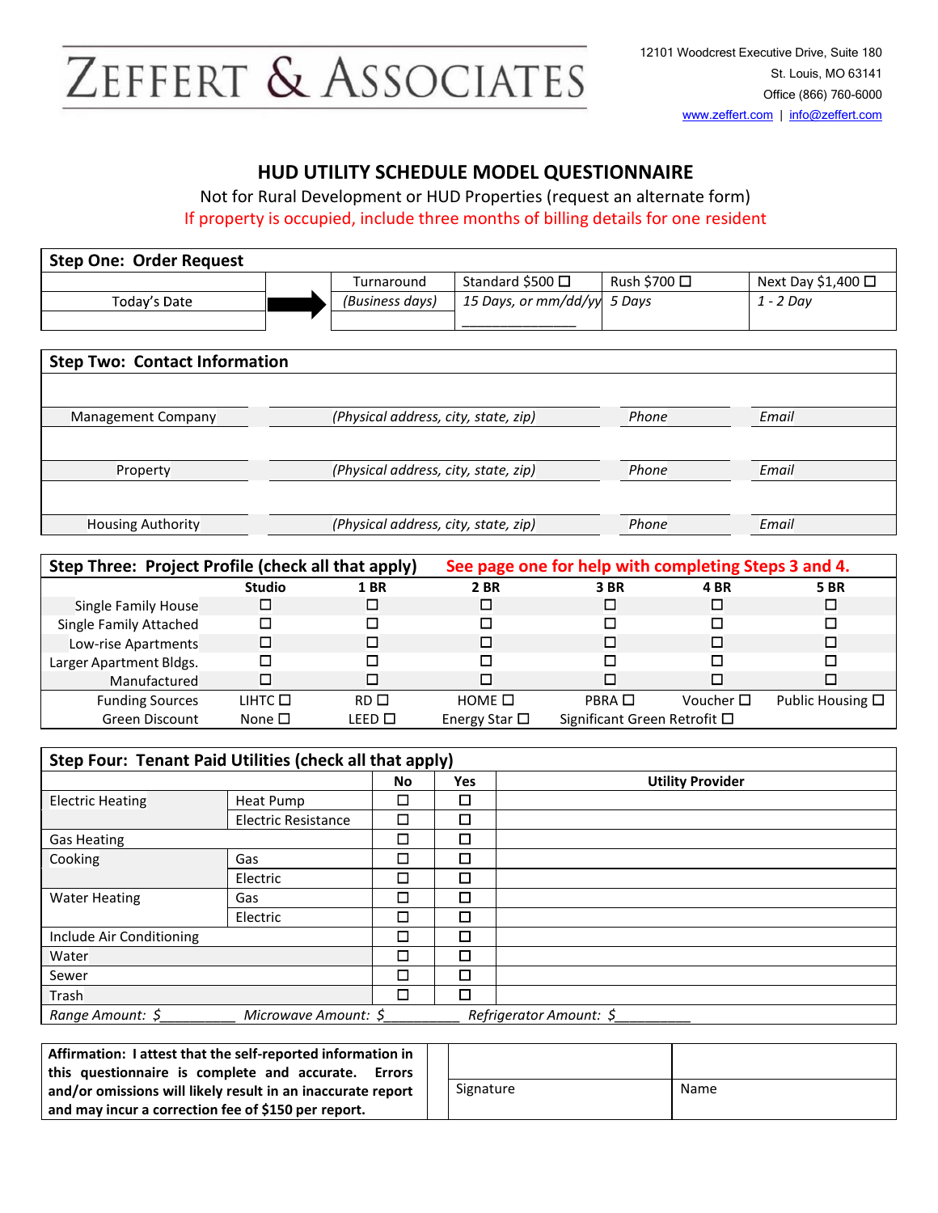ZEFFERT & ASSOCIATES

12101 Woodcrest Executive Drive, Suite 180
St. Louis, MO 63141
Office (866) 760-6000
www.zeffert.com | info@zeffert.com

# HUD UTILITY SCHEDULE MODEL QUESTIONNAIRE

Not for Rural Development or HUD Properties (request an alternate form)

If property is occupied, include three months of billing details for one resident

## Step One: Order Request

| | | | | | |
|---|---|---|---|---|---|
| | | Turnaround | Standard $500 ☐ | Rush $700 ☐ | Next Day $1,400 ☐ |
| Today's Date | ➡ | *(Business days)* | *15 Days, or mm/dd/yy* ______________ | *5 Days* | *1 - 2 Day* |

## Step Two: Contact Information

| | | | |
|---|---|---|---|
| Management Company | *(Physical address, city, state, zip)* | *Phone* | *Email* |
| Property | *(Physical address, city, state, zip)* | *Phone* | *Email* |
| Housing Authority | *(Physical address, city, state, zip)* | *Phone* | *Email* |

## Step Three: Project Profile (check all that apply)

See page one for help with completing Steps 3 and 4.

| | Studio | 1 BR | 2 BR | 3 BR | 4 BR | 5 BR |
|---|---|---|---|---|---|---|
| Single Family House | ☐ | ☐ | ☐ | ☐ | ☐ | ☐ |
| Single Family Attached | ☐ | ☐ | ☐ | ☐ | ☐ | ☐ |
| Low-rise Apartments | ☐ | ☐ | ☐ | ☐ | ☐ | ☐ |
| Larger Apartment Bldgs. | ☐ | ☐ | ☐ | ☐ | ☐ | ☐ |
| Manufactured | ☐ | ☐ | ☐ | ☐ | ☐ | ☐ |
| Funding Sources | LIHTC ☐ | RD ☐ | HOME ☐ | PBRA ☐ | Voucher ☐ | Public Housing ☐ |
| Green Discount | None ☐ | LEED ☐ | Energy Star ☐ | Significant Green Retrofit ☐ | | |

## Step Four: Tenant Paid Utilities (check all that apply)

| | | No | Yes | Utility Provider |
|---|---|---|---|---|
| Electric Heating | Heat Pump | ☐ | ☐ | |
| | Electric Resistance | ☐ | ☐ | |
| Gas Heating | | ☐ | ☐ | |
| Cooking | Gas | ☐ | ☐ | |
| | Electric | ☐ | ☐ | |
| Water Heating | Gas | ☐ | ☐ | |
| | Electric | ☐ | ☐ | |
| Include Air Conditioning | | ☐ | ☐ | |
| Water | | ☐ | ☐ | |
| Sewer | | ☐ | ☐ | |
| Trash | | ☐ | ☐ | |

*Range Amount: $__________ Microwave Amount: $__________ Refrigerator Amount: $__________*

| | | |
|---|---|---|
| **Affirmation: I attest that the self-reported information in this questionnaire is complete and accurate. Errors and/or omissions will likely result in an inaccurate report and may incur a correction fee of $150 per report.** | Signature | Name |